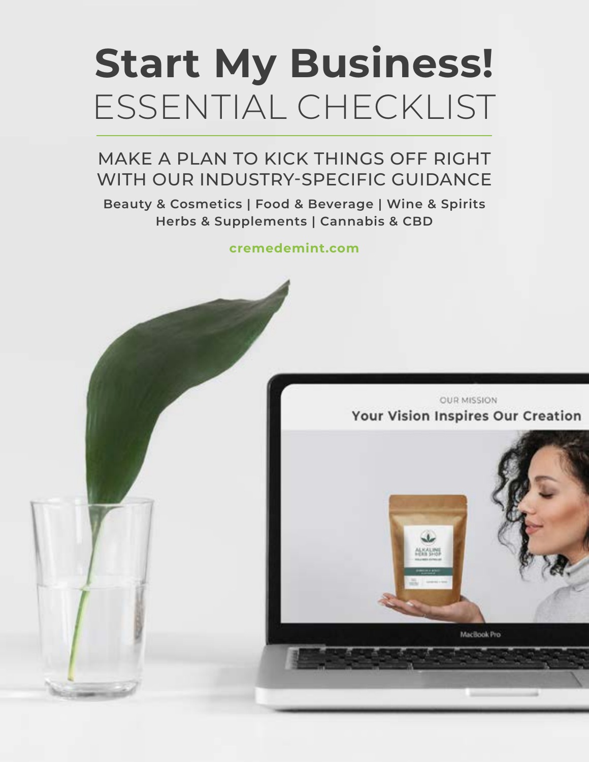# Start My Business!
## ESSENTIAL CHECKLIST

MAKE A PLAN TO KICK THINGS OFF RIGHT WITH OUR INDUSTRY-SPECIFIC GUIDANCE

**Beauty & Cosmetics | Food & Beverage | Wine & Spirits Herbs & Supplements | Cannabis & CBD**

**cremedemint.com**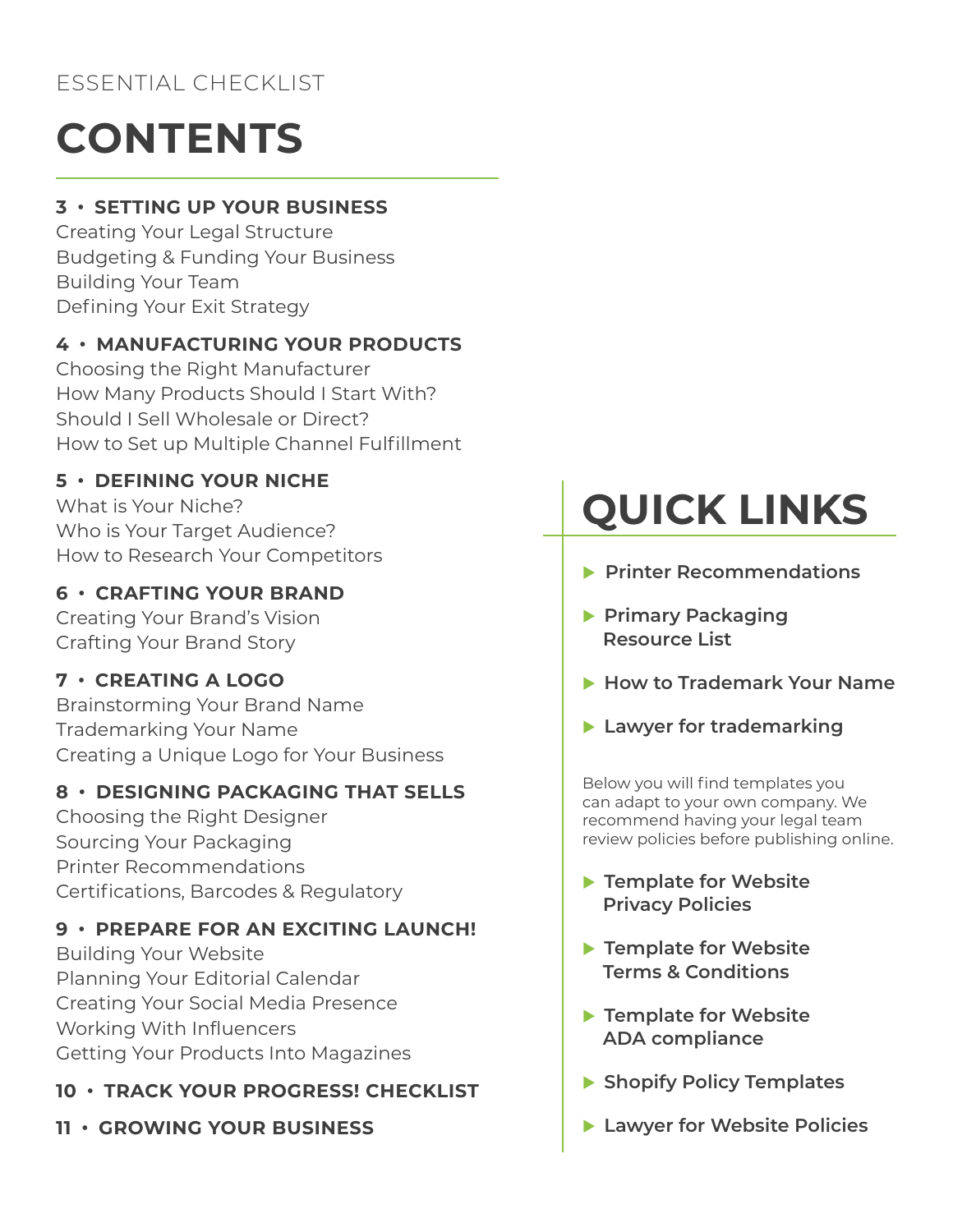ESSENTIAL CHECKLIST

# CONTENTS

**3 • SETTING UP YOUR BUSINESS**
Creating Your Legal Structure
Budgeting & Funding Your Business
Building Your Team
Defining Your Exit Strategy

**4 • MANUFACTURING YOUR PRODUCTS**
Choosing the Right Manufacturer
How Many Products Should I Start With?
Should I Sell Wholesale or Direct?
How to Set up Multiple Channel Fulfillment

**5 • DEFINING YOUR NICHE**
What is Your Niche?
Who is Your Target Audience?
How to Research Your Competitors

**6 • CRAFTING YOUR BRAND**
Creating Your Brand's Vision
Crafting Your Brand Story

**7 • CREATING A LOGO**
Brainstorming Your Brand Name
Trademarking Your Name
Creating a Unique Logo for Your Business

**8 • DESIGNING PACKAGING THAT SELLS**
Choosing the Right Designer
Sourcing Your Packaging
Printer Recommendations
Certifications, Barcodes & Regulatory

**9 • PREPARE FOR AN EXCITING LAUNCH!**
Building Your Website
Planning Your Editorial Calendar
Creating Your Social Media Presence
Working With Influencers
Getting Your Products Into Magazines

**10 • TRACK YOUR PROGRESS! CHECKLIST**

**11 • GROWING YOUR BUSINESS**

# QUICK LINKS

- **Printer Recommendations**
- **Primary Packaging Resource List**
- **How to Trademark Your Name**
- **Lawyer for trademarking**

Below you will find templates you can adapt to your own company. We recommend having your legal team review policies before publishing online.

- **Template for Website Privacy Policies**
- **Template for Website Terms & Conditions**
- **Template for Website ADA compliance**
- **Shopify Policy Templates**
- **Lawyer for Website Policies**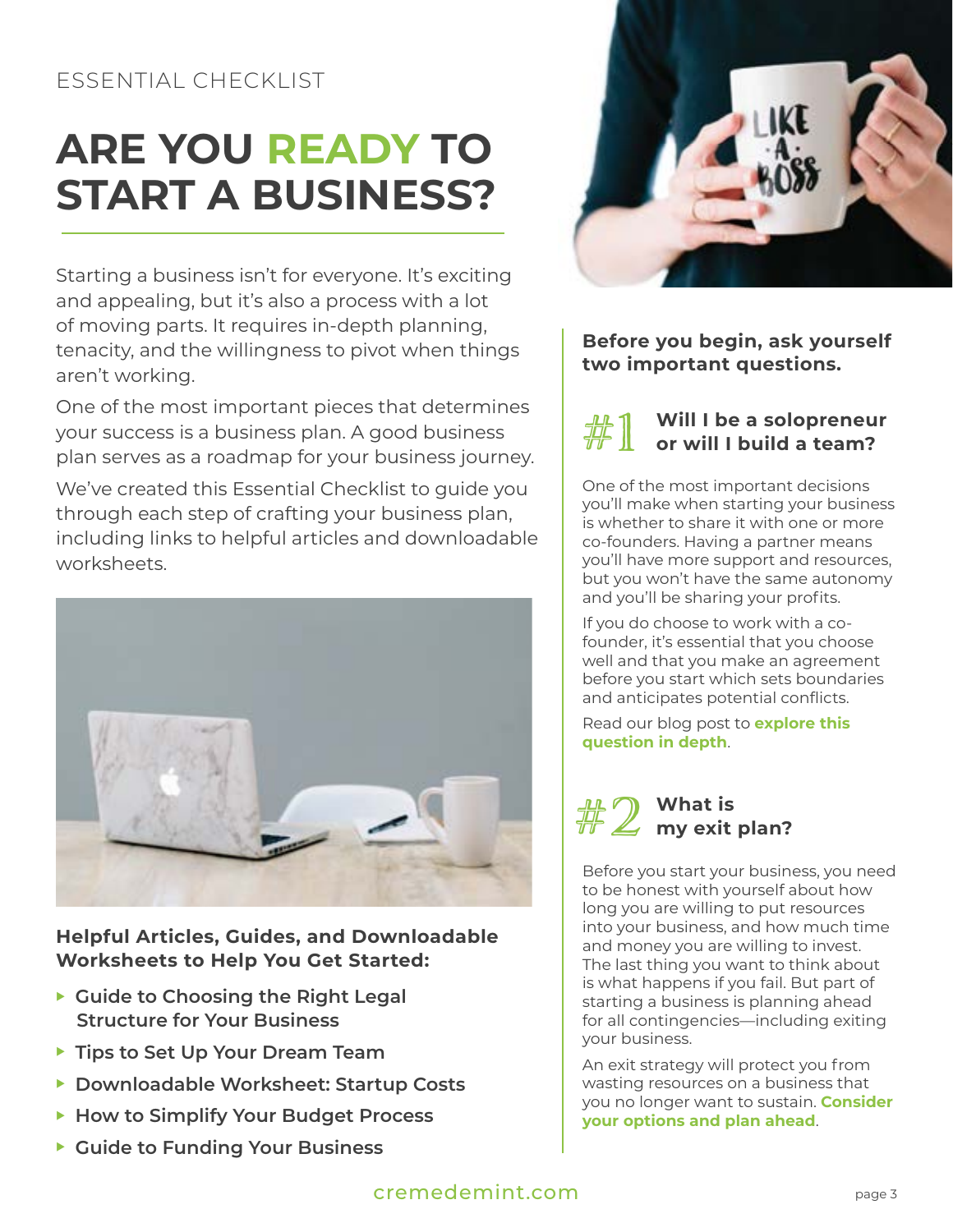ESSENTIAL CHECKLIST

# ARE YOU READY TO START A BUSINESS?

Starting a business isn't for everyone. It's exciting and appealing, but it's also a process with a lot of moving parts. It requires in-depth planning, tenacity, and the willingness to pivot when things aren't working.

One of the most important pieces that determines your success is a business plan. A good business plan serves as a roadmap for your business journey.

We've created this Essential Checklist to guide you through each step of crafting your business plan, including links to helpful articles and downloadable worksheets.

**Helpful Articles, Guides, and Downloadable Worksheets to Help You Get Started:**

- Guide to Choosing the Right Legal Structure for Your Business
- Tips to Set Up Your Dream Team
- Downloadable Worksheet: Startup Costs
- How to Simplify Your Budget Process
- Guide to Funding Your Business

**Before you begin, ask yourself two important questions.**

### #1 Will I be a solopreneur or will I build a team?

One of the most important decisions you'll make when starting your business is whether to share it with one or more co-founders. Having a partner means you'll have more support and resources, but you won't have the same autonomy and you'll be sharing your profits.

If you do choose to work with a co-founder, it's essential that you choose well and that you make an agreement before you start which sets boundaries and anticipates potential conflicts.

Read our blog post to **explore this question in depth**.

### #2 What is my exit plan?

Before you start your business, you need to be honest with yourself about how long you are willing to put resources into your business, and how much time and money you are willing to invest. The last thing you want to think about is what happens if you fail. But part of starting a business is planning ahead for all contingencies—including exiting your business.

An exit strategy will protect you from wasting resources on a business that you no longer want to sustain. **Consider your options and plan ahead**.

cremedemint.com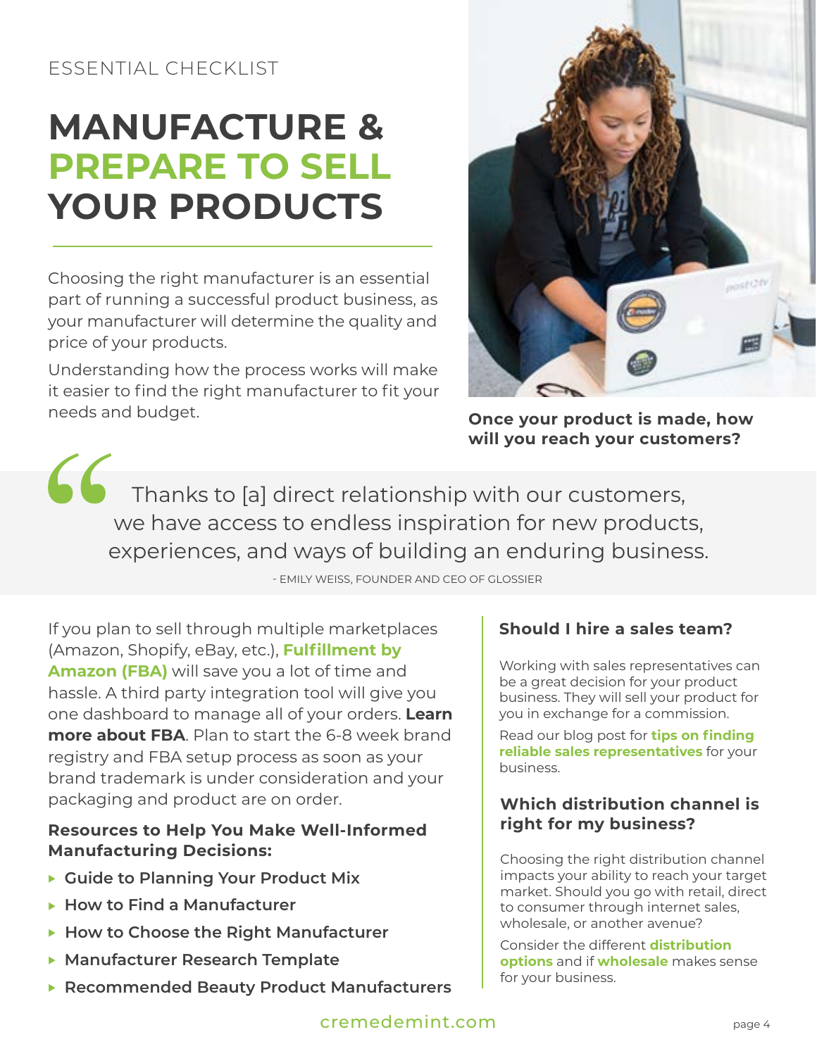ESSENTIAL CHECKLIST

# MANUFACTURE & PREPARE TO SELL YOUR PRODUCTS

Choosing the right manufacturer is an essential part of running a successful product business, as your manufacturer will determine the quality and price of your products.

Understanding how the process works will make it easier to find the right manufacturer to fit your needs and budget.

**Once your product is made, how will you reach your customers?**

> Thanks to [a] direct relationship with our customers, we have access to endless inspiration for new products, experiences, and ways of building an enduring business.
>
> - EMILY WEISS, FOUNDER AND CEO OF GLOSSIER

If you plan to sell through multiple marketplaces (Amazon, Shopify, eBay, etc.), **Fulfillment by Amazon (FBA)** will save you a lot of time and hassle. A third party integration tool will give you one dashboard to manage all of your orders. **Learn more about FBA**. Plan to start the 6-8 week brand registry and FBA setup process as soon as your brand trademark is under consideration and your packaging and product are on order.

**Resources to Help You Make Well-Informed Manufacturing Decisions:**

- **Guide to Planning Your Product Mix**
- **How to Find a Manufacturer**
- **How to Choose the Right Manufacturer**
- **Manufacturer Research Template**
- **Recommended Beauty Product Manufacturers**

### Should I hire a sales team?

Working with sales representatives can be a great decision for your product business. They will sell your product for you in exchange for a commission.

Read our blog post for **tips on finding reliable sales representatives** for your business.

### Which distribution channel is right for my business?

Choosing the right distribution channel impacts your ability to reach your target market. Should you go with retail, direct to consumer through internet sales, wholesale, or another avenue?

Consider the different **distribution options** and if **wholesale** makes sense for your business.

cremedemint.com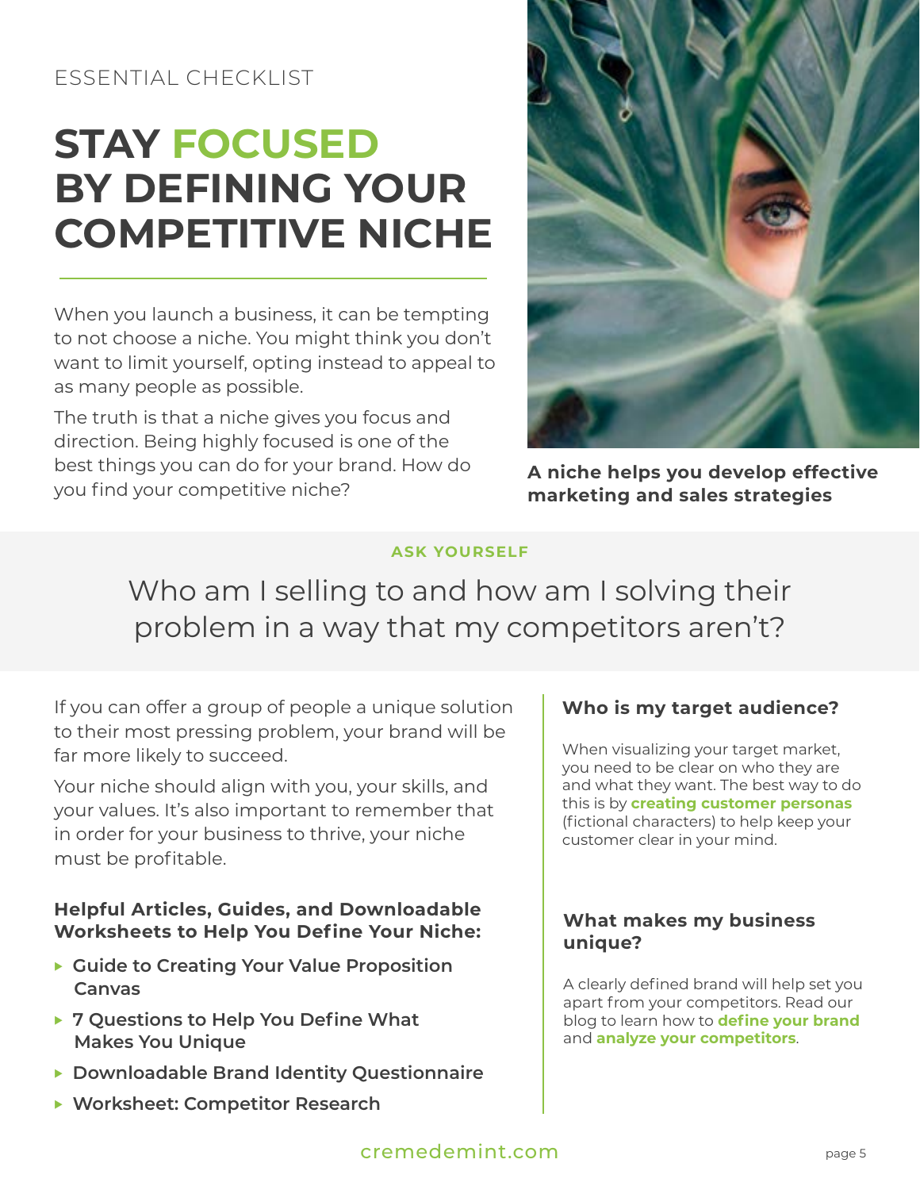ESSENTIAL CHECKLIST

# STAY FOCUSED BY DEFINING YOUR COMPETITIVE NICHE

When you launch a business, it can be tempting to not choose a niche. You might think you don't want to limit yourself, opting instead to appeal to as many people as possible.

The truth is that a niche gives you focus and direction. Being highly focused is one of the best things you can do for your brand. How do you find your competitive niche?

**A niche helps you develop effective marketing and sales strategies**

**ASK YOURSELF**

Who am I selling to and how am I solving their problem in a way that my competitors aren't?

If you can offer a group of people a unique solution to their most pressing problem, your brand will be far more likely to succeed.

Your niche should align with you, your skills, and your values. It's also important to remember that in order for your business to thrive, your niche must be profitable.

### Helpful Articles, Guides, and Downloadable Worksheets to Help You Define Your Niche:

- **Guide to Creating Your Value Proposition Canvas**
- **7 Questions to Help You Define What Makes You Unique**
- **Downloadable Brand Identity Questionnaire**
- **Worksheet: Competitor Research**

### Who is my target audience?

When visualizing your target market, you need to be clear on who they are and what they want. The best way to do this is by **creating customer personas** (fictional characters) to help keep your customer clear in your mind.

### What makes my business unique?

A clearly defined brand will help set you apart from your competitors. Read our blog to learn how to **define your brand** and **analyze your competitors**.

cremedemint.com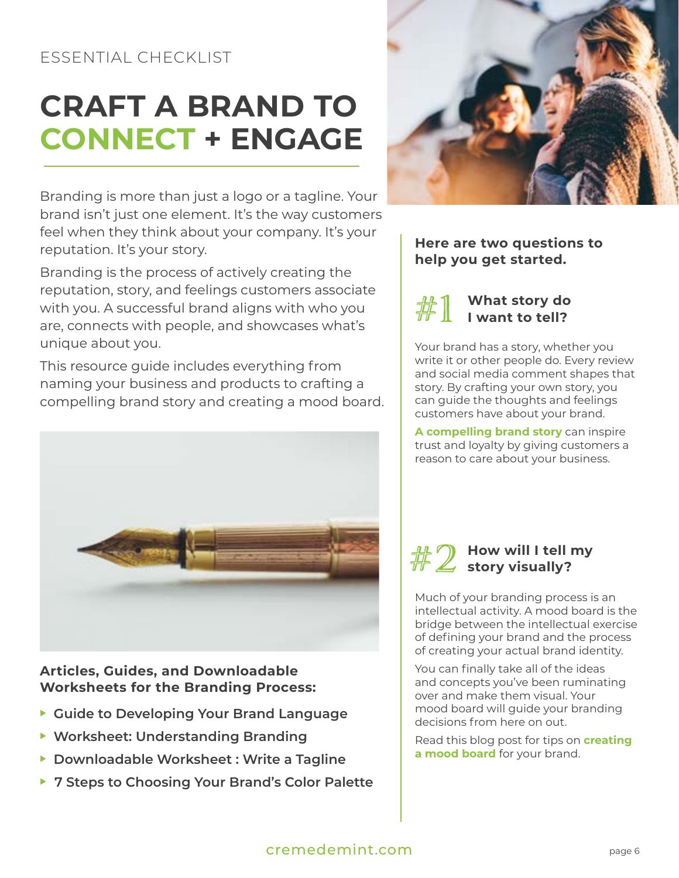ESSENTIAL CHECKLIST

# CRAFT A BRAND TO CONNECT + ENGAGE

Branding is more than just a logo or a tagline. Your brand isn't just one element. It's the way customers feel when they think about your company. It's your reputation. It's your story.

Branding is the process of actively creating the reputation, story, and feelings customers associate with you. A successful brand aligns with who you are, connects with people, and showcases what's unique about you.

This resource guide includes everything from naming your business and products to crafting a compelling brand story and creating a mood board.

**Articles, Guides, and Downloadable Worksheets for the Branding Process:**

- **Guide to Developing Your Brand Language**
- **Worksheet: Understanding Branding**
- **Downloadable Worksheet : Write a Tagline**
- **7 Steps to Choosing Your Brand's Color Palette**

**Here are two questions to help you get started.**

### #1 What story do I want to tell?

Your brand has a story, whether you write it or other people do. Every review and social media comment shapes that story. By crafting your own story, you can guide the thoughts and feelings customers have about your brand.

**A compelling brand story** can inspire trust and loyalty by giving customers a reason to care about your business.

### #2 How will I tell my story visually?

Much of your branding process is an intellectual activity. A mood board is the bridge between the intellectual exercise of defining your brand and the process of creating your actual brand identity.

You can finally take all of the ideas and concepts you've been ruminating over and make them visual. Your mood board will guide your branding decisions from here on out.

Read this blog post for tips on **creating a mood board** for your brand.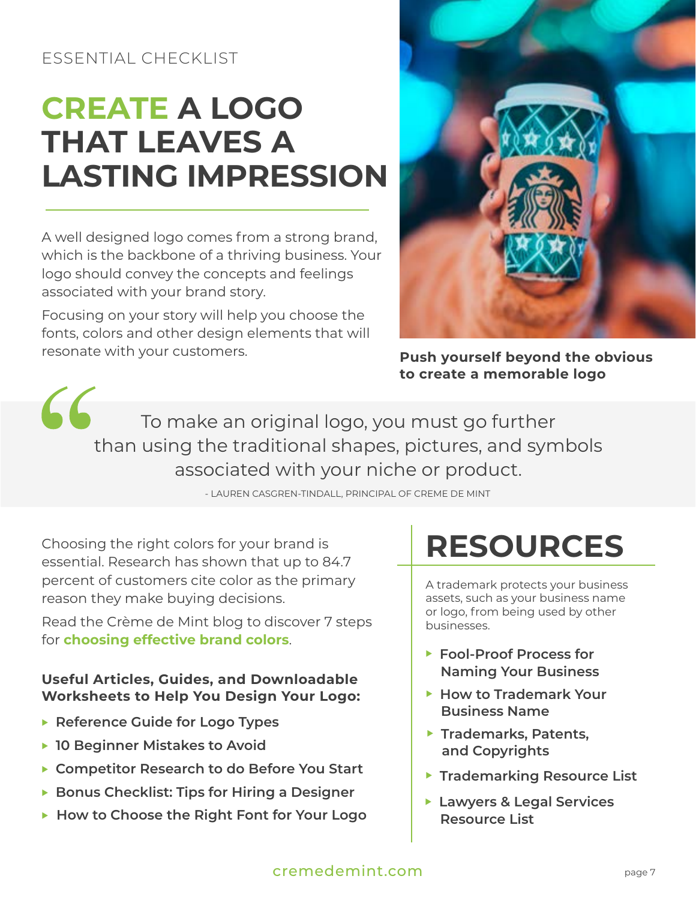ESSENTIAL CHECKLIST

# CREATE A LOGO THAT LEAVES A LASTING IMPRESSION

A well designed logo comes from a strong brand, which is the backbone of a thriving business. Your logo should convey the concepts and feelings associated with your brand story.

Focusing on your story will help you choose the fonts, colors and other design elements that will resonate with your customers.

**Push yourself beyond the obvious to create a memorable logo**

> To make an original logo, you must go further than using the traditional shapes, pictures, and symbols associated with your niche or product.
>
> \- LAUREN CASGREN-TINDALL, PRINCIPAL OF CREME DE MINT

Choosing the right colors for your brand is essential. Research has shown that up to 84.7 percent of customers cite color as the primary reason they make buying decisions.

Read the Crème de Mint blog to discover 7 steps for **choosing effective brand colors**.

**Useful Articles, Guides, and Downloadable Worksheets to Help You Design Your Logo:**

- Reference Guide for Logo Types
- 10 Beginner Mistakes to Avoid
- Competitor Research to do Before You Start
- Bonus Checklist: Tips for Hiring a Designer
- How to Choose the Right Font for Your Logo

## RESOURCES

A trademark protects your business assets, such as your business name or logo, from being used by other businesses.

- Fool-Proof Process for Naming Your Business
- How to Trademark Your Business Name
- Trademarks, Patents, and Copyrights
- Trademarking Resource List
- Lawyers & Legal Services Resource List

cremedemint.com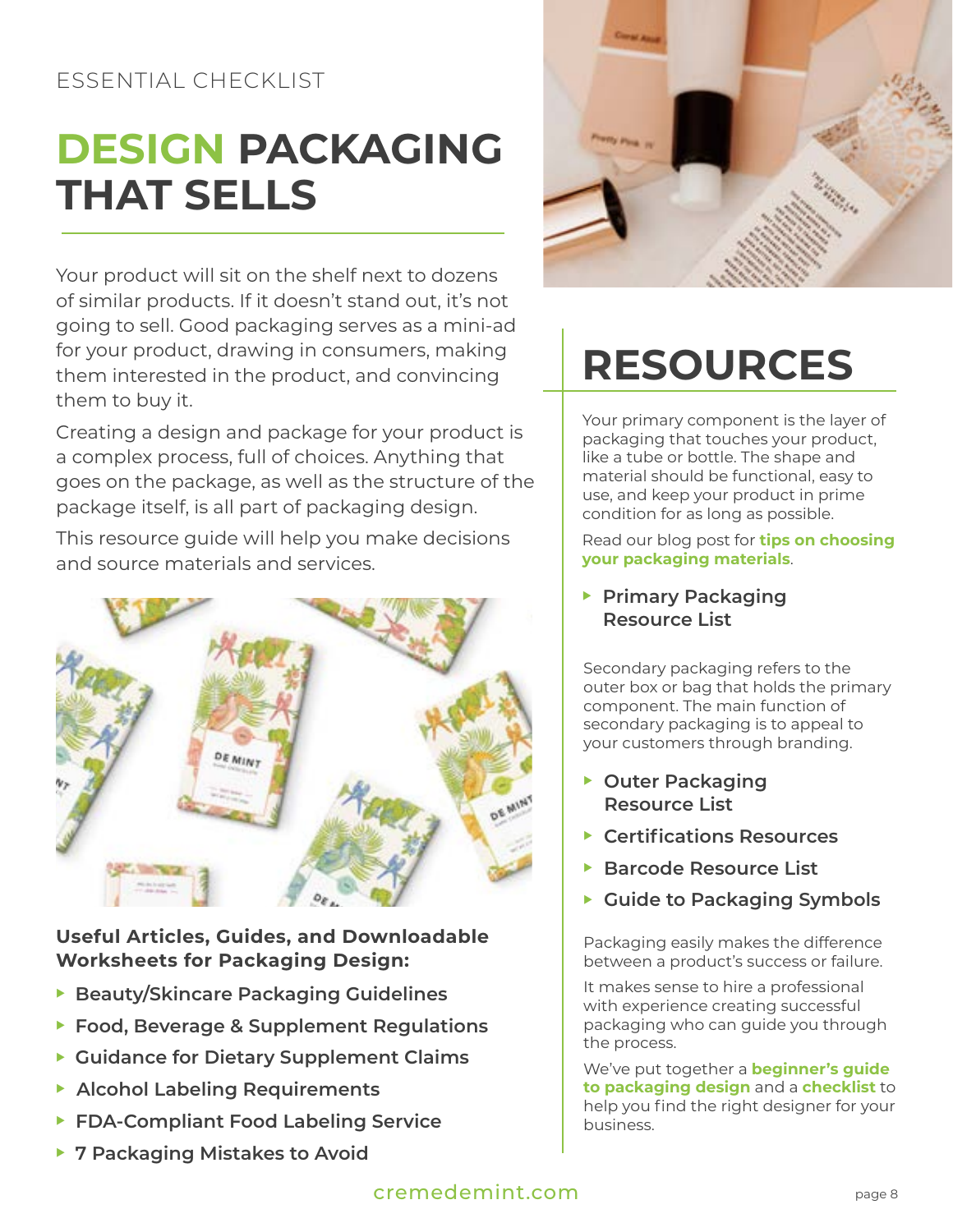ESSENTIAL CHECKLIST

# DESIGN PACKAGING THAT SELLS

Your product will sit on the shelf next to dozens of similar products. If it doesn't stand out, it's not going to sell. Good packaging serves as a mini-ad for your product, drawing in consumers, making them interested in the product, and convincing them to buy it.

Creating a design and package for your product is a complex process, full of choices. Anything that goes on the package, as well as the structure of the package itself, is all part of packaging design.

This resource guide will help you make decisions and source materials and services.

**Useful Articles, Guides, and Downloadable Worksheets for Packaging Design:**

- **Beauty/Skincare Packaging Guidelines**
- **Food, Beverage & Supplement Regulations**
- **Guidance for Dietary Supplement Claims**
- **Alcohol Labeling Requirements**
- **FDA-Compliant Food Labeling Service**
- **7 Packaging Mistakes to Avoid**

# RESOURCES

Your primary component is the layer of packaging that touches your product, like a tube or bottle. The shape and material should be functional, easy to use, and keep your product in prime condition for as long as possible.

Read our blog post for **tips on choosing your packaging materials**.

- **Primary Packaging Resource List**

Secondary packaging refers to the outer box or bag that holds the primary component. The main function of secondary packaging is to appeal to your customers through branding.

- **Outer Packaging Resource List**
- **Certifications Resources**
- **Barcode Resource List**
- **Guide to Packaging Symbols**

Packaging easily makes the difference between a product's success or failure.

It makes sense to hire a professional with experience creating successful packaging who can guide you through the process.

We've put together a **beginner's guide to packaging design** and a **checklist** to help you find the right designer for your business.

cremedemint.com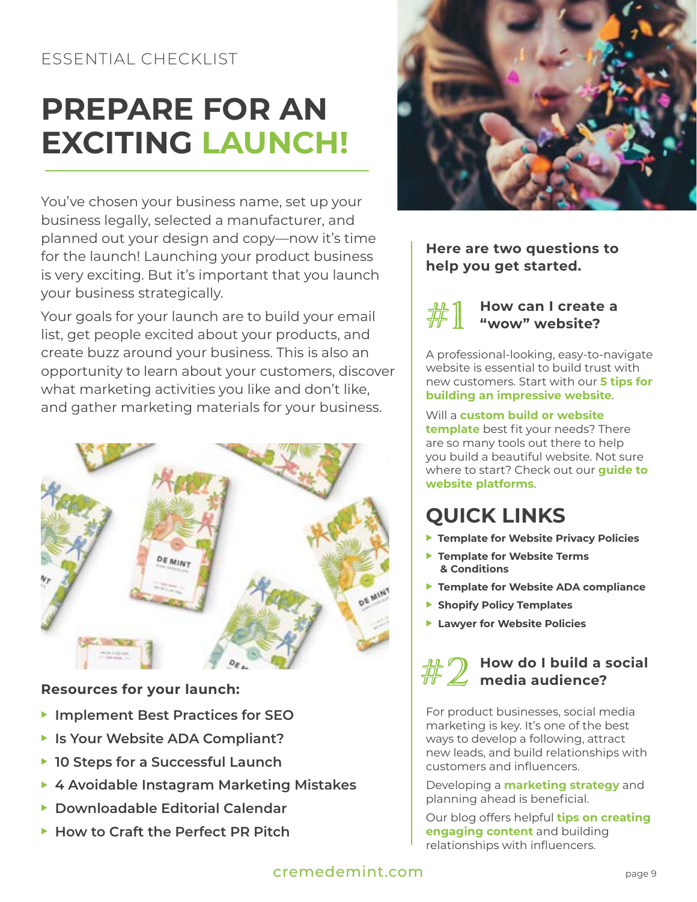ESSENTIAL CHECKLIST

# PREPARE FOR AN EXCITING LAUNCH!

You've chosen your business name, set up your business legally, selected a manufacturer, and planned out your design and copy—now it's time for the launch! Launching your product business is very exciting. But it's important that you launch your business strategically.

Your goals for your launch are to build your email list, get people excited about your products, and create buzz around your business. This is also an opportunity to learn about your customers, discover what marketing activities you like and don't like, and gather marketing materials for your business.

**Resources for your launch:**

- Implement Best Practices for SEO
- Is Your Website ADA Compliant?
- 10 Steps for a Successful Launch
- 4 Avoidable Instagram Marketing Mistakes
- Downloadable Editorial Calendar
- How to Craft the Perfect PR Pitch

**Here are two questions to help you get started.**

### #1 How can I create a "wow" website?

A professional-looking, easy-to-navigate website is essential to build trust with new customers. Start with our **5 tips for building an impressive website**.

Will a **custom build or website template** best fit your needs? There are so many tools out there to help you build a beautiful website. Not sure where to start? Check out our **guide to website platforms**.

## QUICK LINKS

- Template for Website Privacy Policies
- Template for Website Terms & Conditions
- Template for Website ADA compliance
- Shopify Policy Templates
- Lawyer for Website Policies

### #2 How do I build a social media audience?

For product businesses, social media marketing is key. It's one of the best ways to develop a following, attract new leads, and build relationships with customers and influencers.

Developing a **marketing strategy** and planning ahead is beneficial.

Our blog offers helpful **tips on creating engaging content** and building relationships with influencers.

cremedemint.com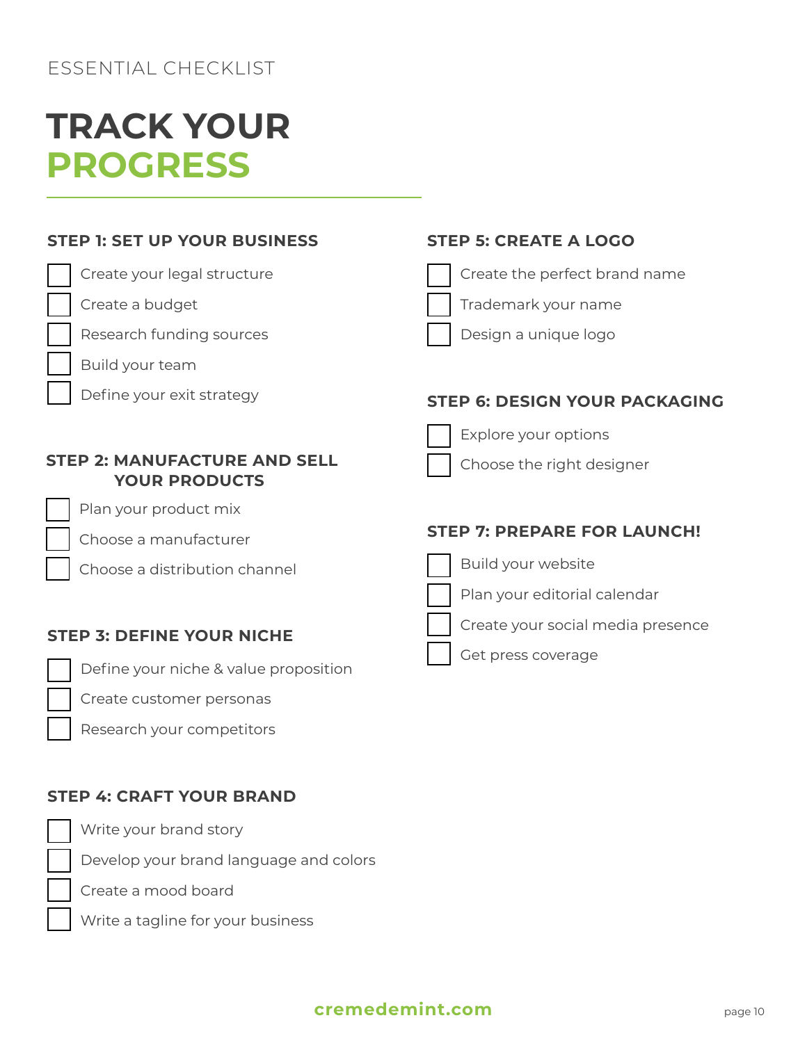ESSENTIAL CHECKLIST

# TRACK YOUR PROGRESS

### STEP 1: SET UP YOUR BUSINESS

- [ ] Create your legal structure
- [ ] Create a budget
- [ ] Research funding sources
- [ ] Build your team
- [ ] Define your exit strategy

### STEP 2: MANUFACTURE AND SELL YOUR PRODUCTS

- [ ] Plan your product mix
- [ ] Choose a manufacturer
- [ ] Choose a distribution channel

### STEP 3: DEFINE YOUR NICHE

- [ ] Define your niche & value proposition
- [ ] Create customer personas
- [ ] Research your competitors

### STEP 4: CRAFT YOUR BRAND

- [ ] Write your brand story
- [ ] Develop your brand language and colors
- [ ] Create a mood board
- [ ] Write a tagline for your business

### STEP 5: CREATE A LOGO

- [ ] Create the perfect brand name
- [ ] Trademark your name
- [ ] Design a unique logo

### STEP 6: DESIGN YOUR PACKAGING

- [ ] Explore your options
- [ ] Choose the right designer

### STEP 7: PREPARE FOR LAUNCH!

- [ ] Build your website
- [ ] Plan your editorial calendar
- [ ] Create your social media presence
- [ ] Get press coverage

cremedemint.com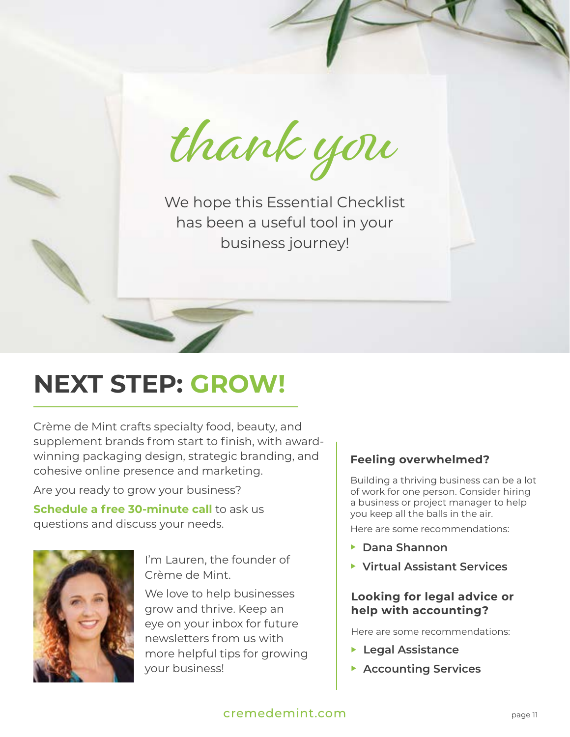# thank you

We hope this Essential Checklist has been a useful tool in your business journey!

## NEXT STEP: GROW!

Crème de Mint crafts specialty food, beauty, and supplement brands from start to finish, with award-winning packaging design, strategic branding, and cohesive online presence and marketing.

Are you ready to grow your business?

**Schedule a free 30-minute call** to ask us questions and discuss your needs.

I'm Lauren, the founder of Crème de Mint.

We love to help businesses grow and thrive. Keep an eye on your inbox for future newsletters from us with more helpful tips for growing your business!

### Feeling overwhelmed?

Building a thriving business can be a lot of work for one person. Consider hiring a business or project manager to help you keep all the balls in the air.

Here are some recommendations:

- **Dana Shannon**
- **Virtual Assistant Services**

### Looking for legal advice or help with accounting?

Here are some recommendations:

- **Legal Assistance**
- **Accounting Services**

cremedemint.com